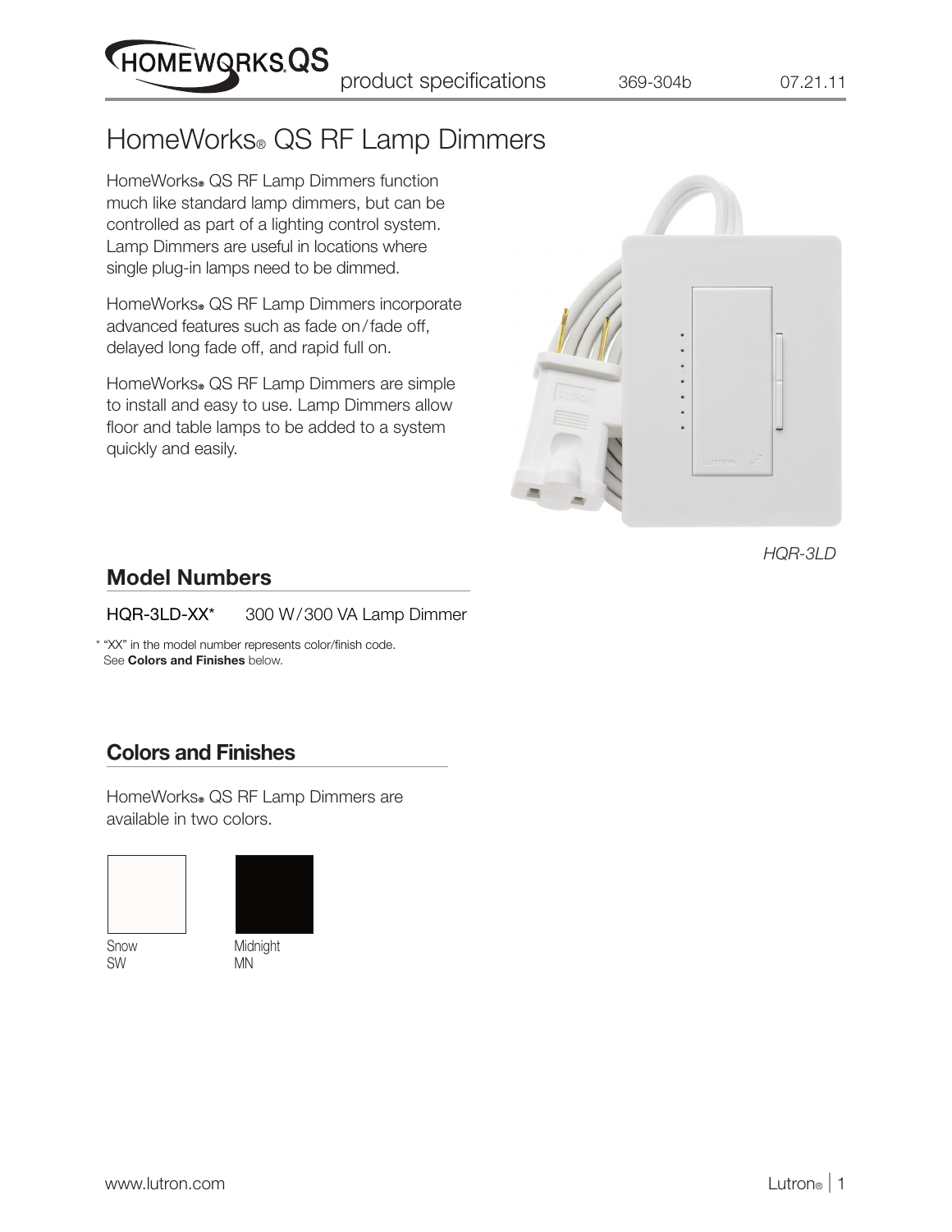# HomeWorks® QS RF Lamp Dimmers

HomeWorks® QS RF Lamp Dimmers function much like standard lamp dimmers, but can be controlled as part of a lighting control system. Lamp Dimmers are useful in locations where single plug-in lamps need to be dimmed.

HomeWorks® QS RF Lamp Dimmers incorporate advanced features such as fade on/fade off, delayed long fade off, and rapid full on.

HomeWorks® QS RF Lamp Dimmers are simple to install and easy to use. Lamp Dimmers allow floor and table lamps to be added to a system quickly and easily.

*HQR-3LD*

## Model Numbers

HQR-3LD-XX* 300 W/300 VA Lamp Dimmer

* "XX" in the model number represents color/finish code. See **Colors and Finishes** below.

## Colors and Finishes

HomeWorks® QS RF Lamp Dimmers are available in two colors.

Snow
SW

Midnight
MN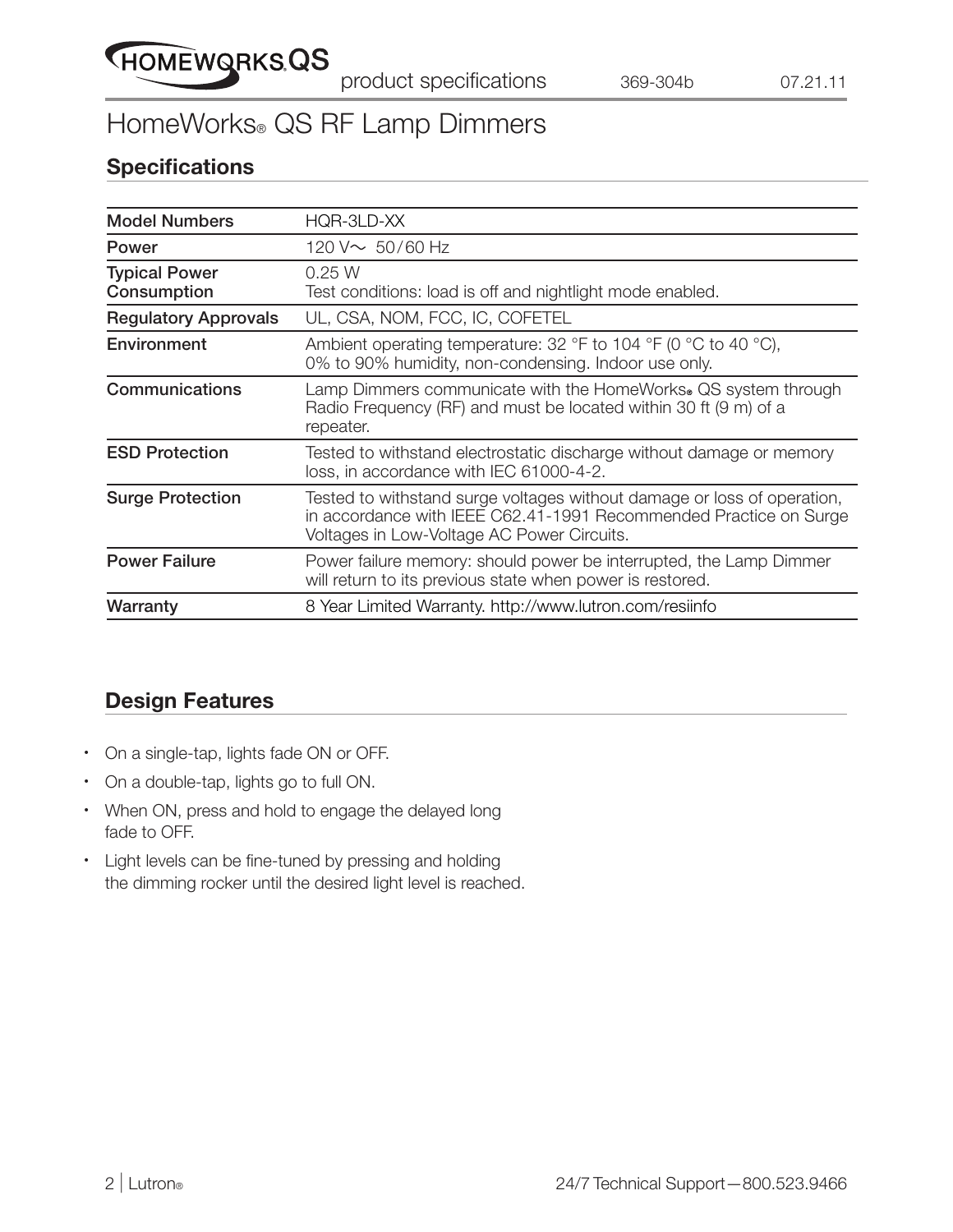# HomeWorks® QS RF Lamp Dimmers

## Specifications

| Model Numbers | HQR-3LD-XX |
|---|---|
| Power | 120 V~ 50/60 Hz |
| Typical Power Consumption | 0.25 W<br>Test conditions: load is off and nightlight mode enabled. |
| Regulatory Approvals | UL, CSA, NOM, FCC, IC, COFETEL |
| Environment | Ambient operating temperature: 32 °F to 104 °F (0 °C to 40 °C), 0% to 90% humidity, non-condensing. Indoor use only. |
| Communications | Lamp Dimmers communicate with the HomeWorks® QS system through Radio Frequency (RF) and must be located within 30 ft (9 m) of a repeater. |
| ESD Protection | Tested to withstand electrostatic discharge without damage or memory loss, in accordance with IEC 61000-4-2. |
| Surge Protection | Tested to withstand surge voltages without damage or loss of operation, in accordance with IEEE C62.41-1991 Recommended Practice on Surge Voltages in Low-Voltage AC Power Circuits. |
| Power Failure | Power failure memory: should power be interrupted, the Lamp Dimmer will return to its previous state when power is restored. |
| Warranty | 8 Year Limited Warranty. http://www.lutron.com/resiinfo |

## Design Features

- On a single-tap, lights fade ON or OFF.
- On a double-tap, lights go to full ON.
- When ON, press and hold to engage the delayed long fade to OFF.
- Light levels can be fine-tuned by pressing and holding the dimming rocker until the desired light level is reached.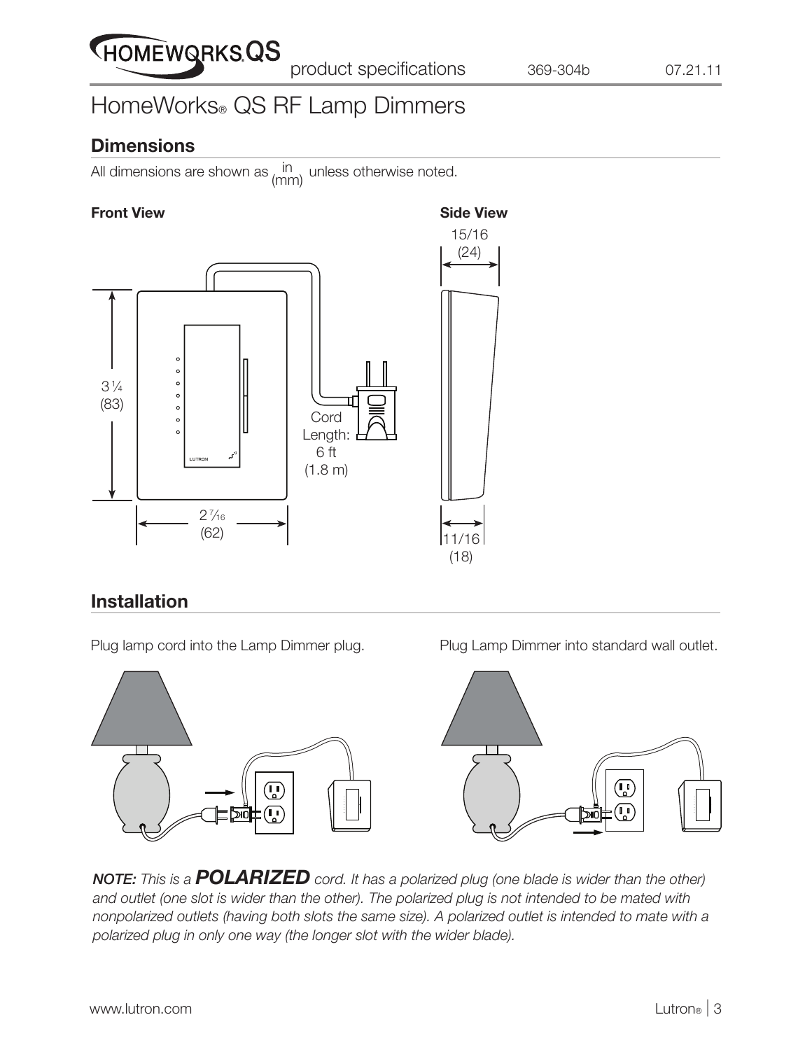# HomeWorks® QS RF Lamp Dimmers

## Dimensions

All dimensions are shown as in (mm) unless otherwise noted.

**Front View**

3 1/4 (83)

2 7/16 (62)

Cord Length: 6 ft (1.8 m)

**Side View**

15/16 (24)

11/16 (18)

## Installation

Plug lamp cord into the Lamp Dimmer plug.

Plug Lamp Dimmer into standard wall outlet.

***NOTE:*** *This is a* ***POLARIZED*** *cord. It has a polarized plug (one blade is wider than the other) and outlet (one slot is wider than the other). The polarized plug is not intended to be mated with nonpolarized outlets (having both slots the same size). A polarized outlet is intended to mate with a polarized plug in only one way (the longer slot with the wider blade).*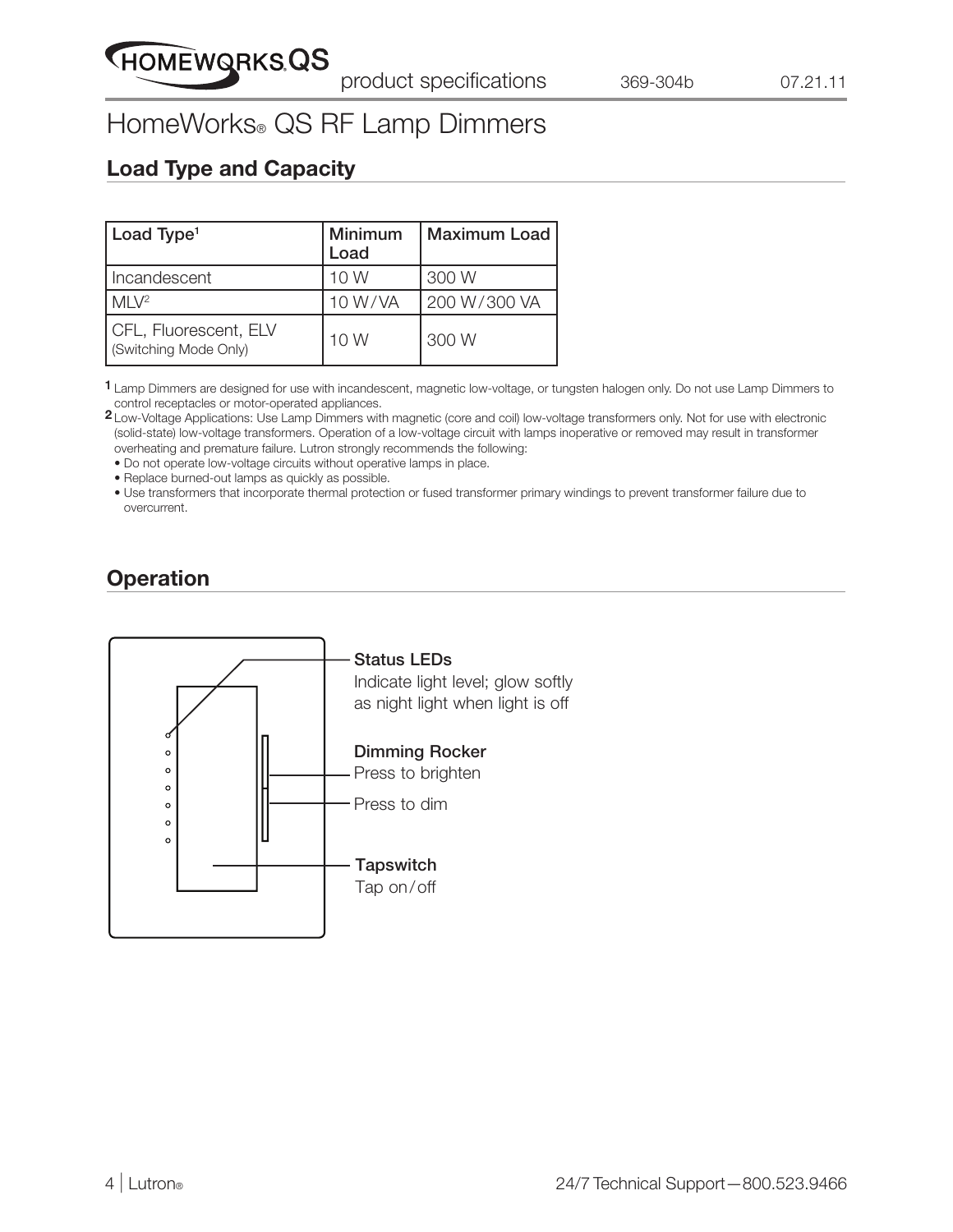# HomeWorks® QS RF Lamp Dimmers

## Load Type and Capacity

| Load Type[1] | Minimum Load | Maximum Load |
|---|---|---|
| Incandescent | 10 W | 300 W |
| MLV[2] | 10 W/VA | 200 W/300 VA |
| CFL, Fluorescent, ELV (Switching Mode Only) | 10 W | 300 W |

[1] Lamp Dimmers are designed for use with incandescent, magnetic low-voltage, or tungsten halogen only. Do not use Lamp Dimmers to control receptacles or motor-operated appliances.

[2] Low-Voltage Applications: Use Lamp Dimmers with magnetic (core and coil) low-voltage transformers only. Not for use with electronic (solid-state) low-voltage transformers. Operation of a low-voltage circuit with lamps inoperative or removed may result in transformer overheating and premature failure. Lutron strongly recommends the following:

- Do not operate low-voltage circuits without operative lamps in place.
- Replace burned-out lamps as quickly as possible.
- Use transformers that incorporate thermal protection or fused transformer primary windings to prevent transformer failure due to overcurrent.

## Operation

**Status LEDs**
Indicate light level; glow softly as night light when light is off

**Dimming Rocker**
Press to brighten
Press to dim

**Tapswitch**
Tap on/off